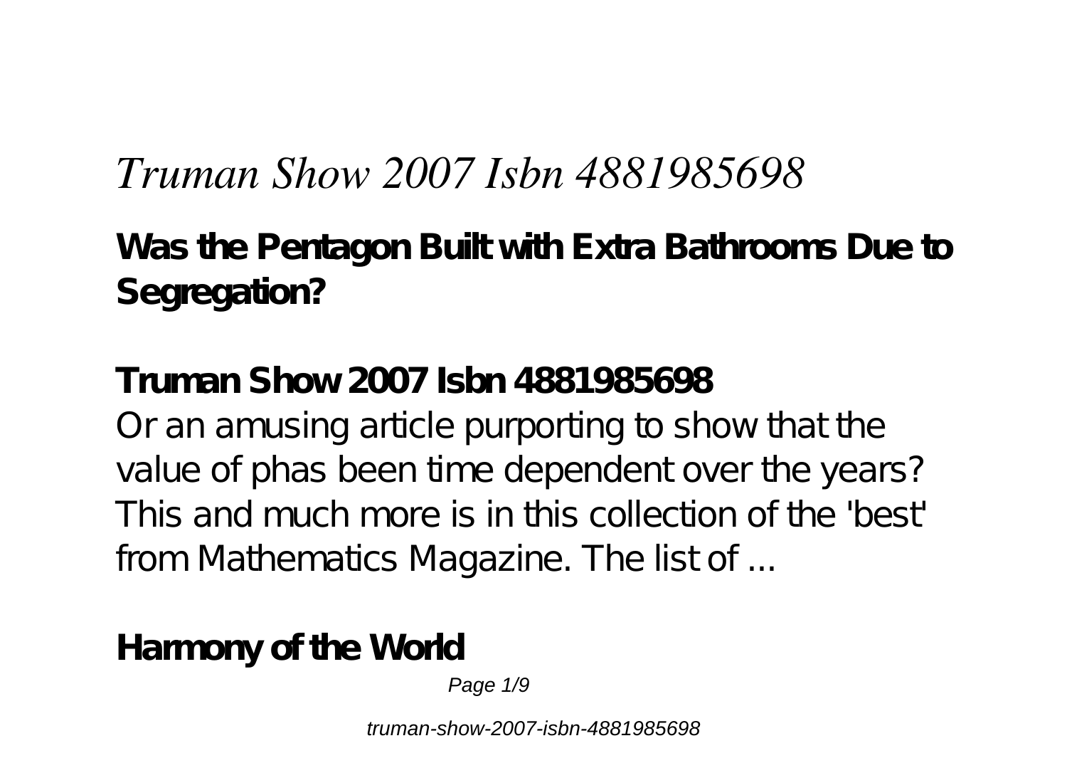# *Truman Show 2007 Isbn 4881985698*

**Was the Pentagon Built with Extra Bathrooms Due to Segregation?**

**Truman Show 2007 Isbn 4881985698**

Or an amusing article purporting to show that the value of phas been time dependent over the years? This and much more is in this collection of the 'best' from Mathematics Magazine. The list of ...

**Harmony of the World**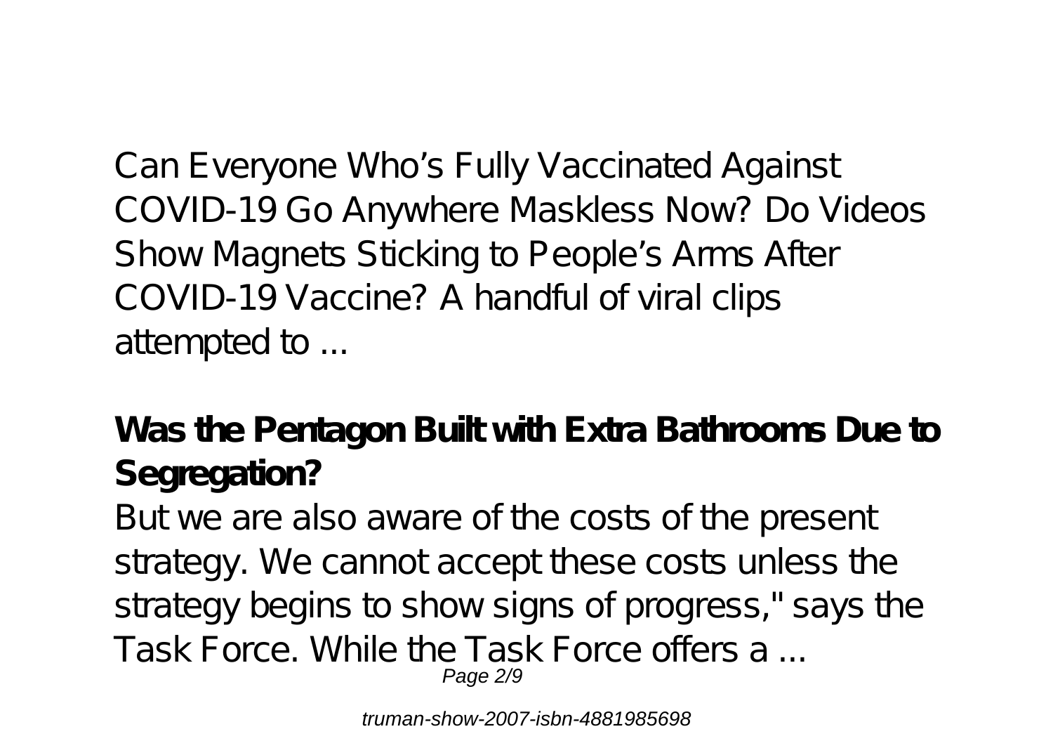Can Everyone Who's Fully Vaccinated Against COVID-19 Go Anywhere Maskless Now? Do Videos Show Magnets Sticking to People's Arms After COVID-19 Vaccine? A handful of viral clips attempted to ...

**Was the Pentagon Built with Extra Bathrooms Due to Segregation?**

But we are also aware of the costs of the present strategy. We cannot accept these costs unless the strategy begins to show signs of progress," says the Task Force. While the Task Force offers a ...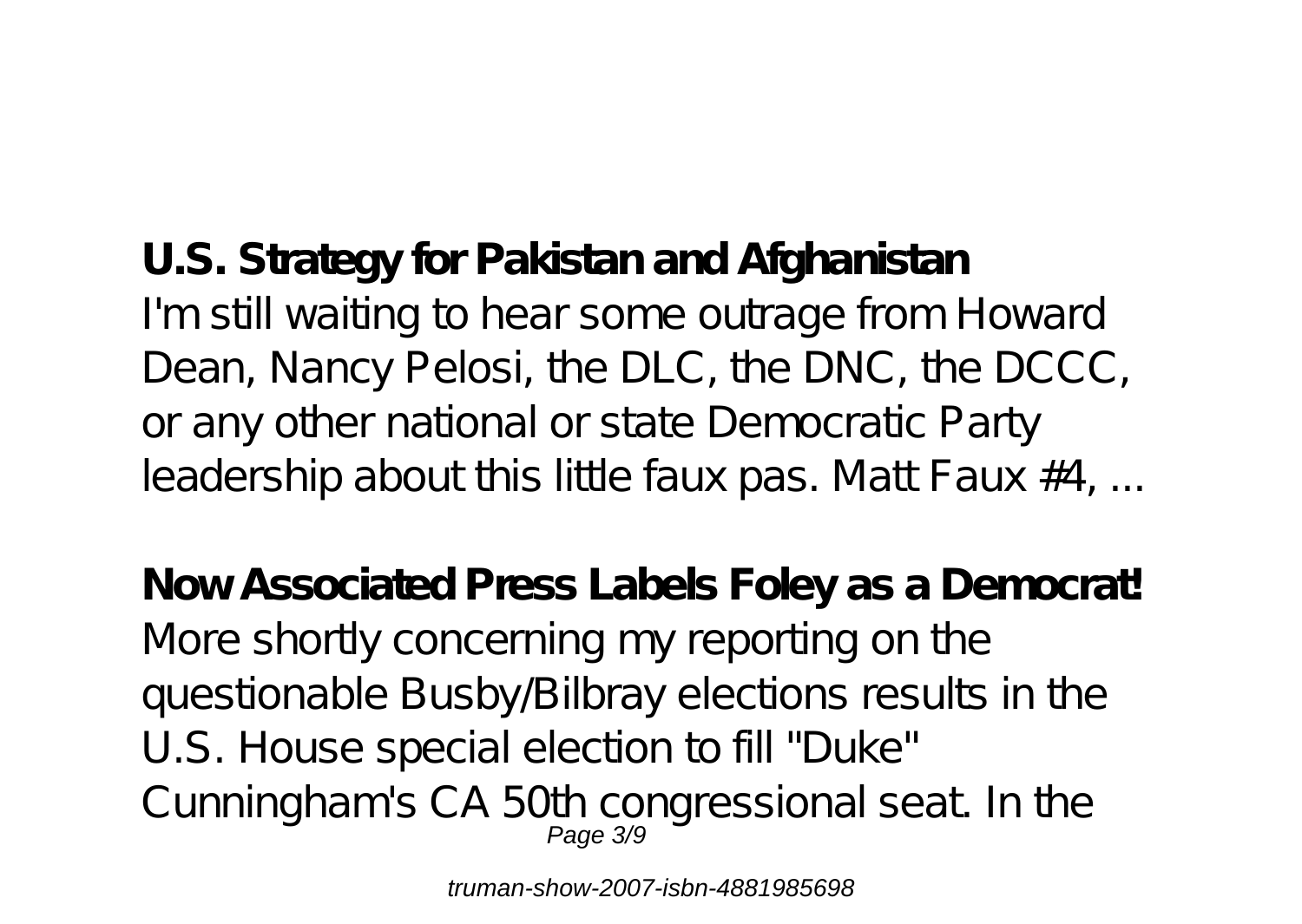**U.S. Strategy for Pakistan and Afghanistan**

I'm still waiting to hear some outrage from Howard Dean, Nancy Pelosi, the DLC, the DNC, the DCCC, or any other national or state Democratic Party leadership about this little faux pas. Matt Faux #4, ...

**Now Associated Press Labels Foley as a Democrat!**

More shortly concerning my reporting on the questionable Busby/Bilbray elections results in the U.S. House special election to fill "Duke" Cunningham's CA 50th congressional seat. In the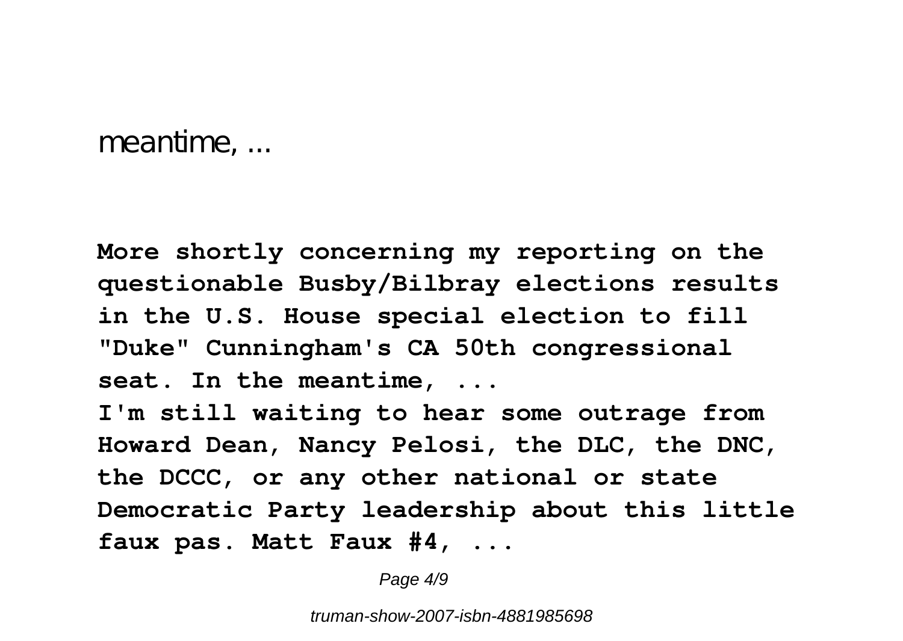meantime, ...

**More shortly concerning my reporting on the questionable Busby/Bilbray elections results in the U.S. House special election to fill "Duke" Cunningham's CA 50th congressional seat. In the meantime, ...**

**I'm still waiting to hear some outrage from Howard Dean, Nancy Pelosi, the DLC, the DNC, the DCCC, or any other national or state Democratic Party leadership about this little faux pas. Matt Faux #4, ...**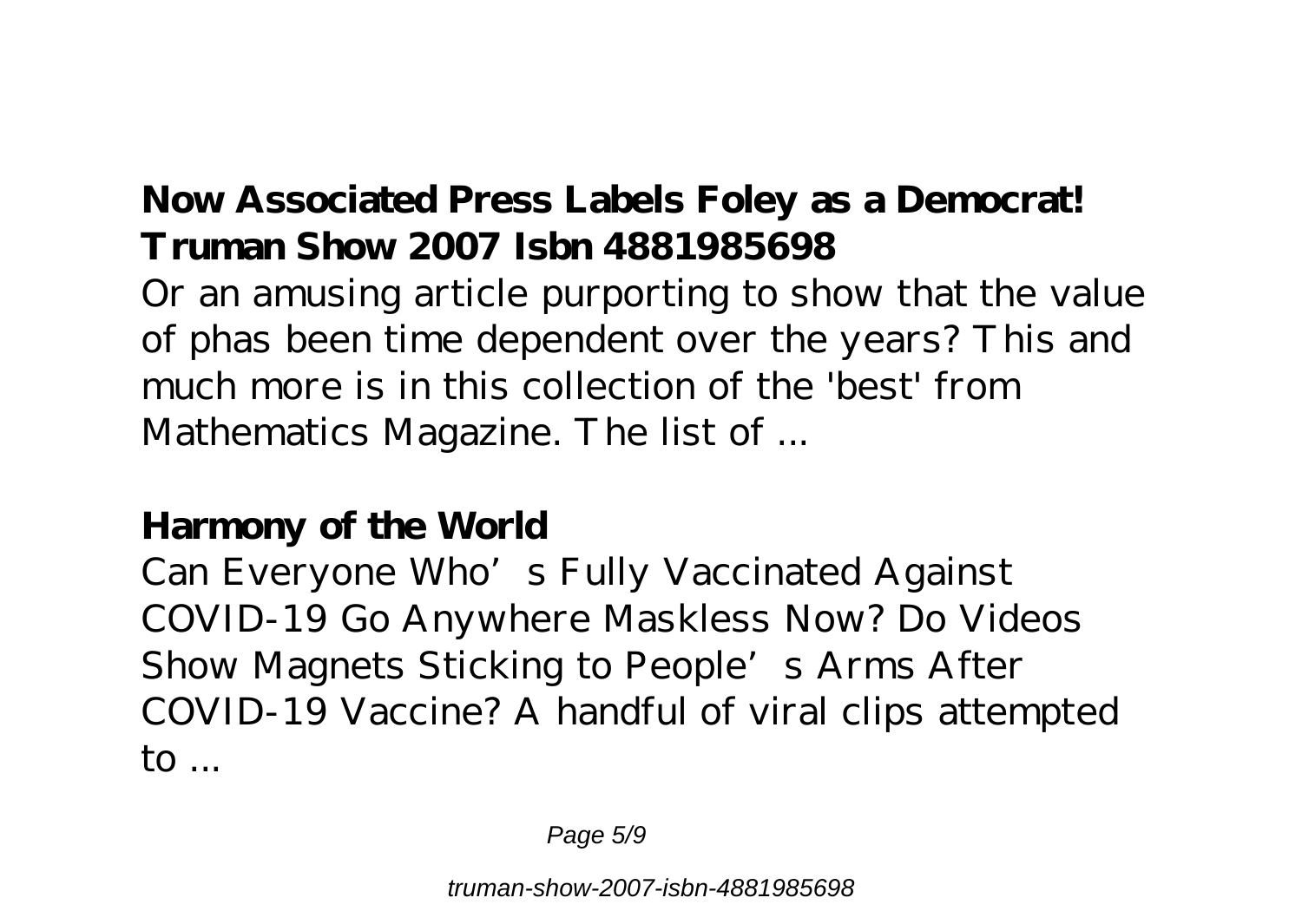**Now Associated Press Labels Foley as a Democrat!**
**Truman Show 2007 Isbn 4881985698**

Or an amusing article purporting to show that the value of phas been time dependent over the years? This and much more is in this collection of the 'best' from Mathematics Magazine. The list of ...

**Harmony of the World**

Can Everyone Who's Fully Vaccinated Against COVID-19 Go Anywhere Maskless Now? Do Videos Show Magnets Sticking to People's Arms After COVID-19 Vaccine? A handful of viral clips attempted to ...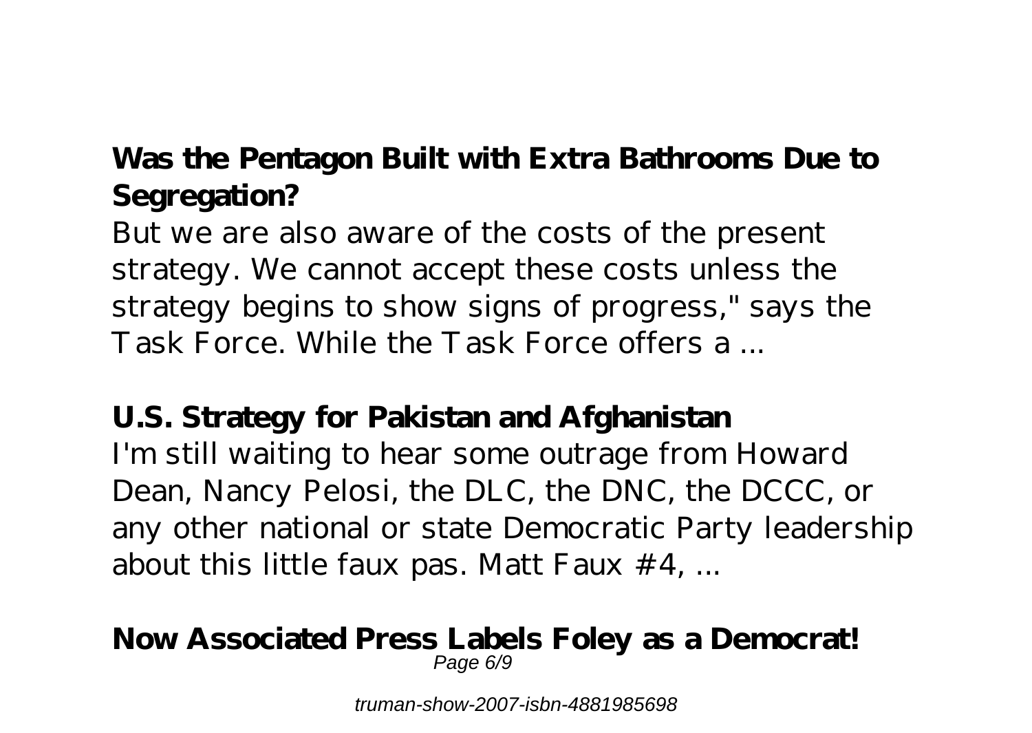## Was the Pentagon Built with Extra Bathrooms Due to Segregation?

But we are also aware of the costs of the present strategy. We cannot accept these costs unless the strategy begins to show signs of progress," says the Task Force. While the Task Force offers a ...

## U.S. Strategy for Pakistan and Afghanistan

I'm still waiting to hear some outrage from Howard Dean, Nancy Pelosi, the DLC, the DNC, the DCCC, or any other national or state Democratic Party leadership about this little faux pas. Matt Faux #4, ...

## Now Associated Press Labels Foley as a Democrat!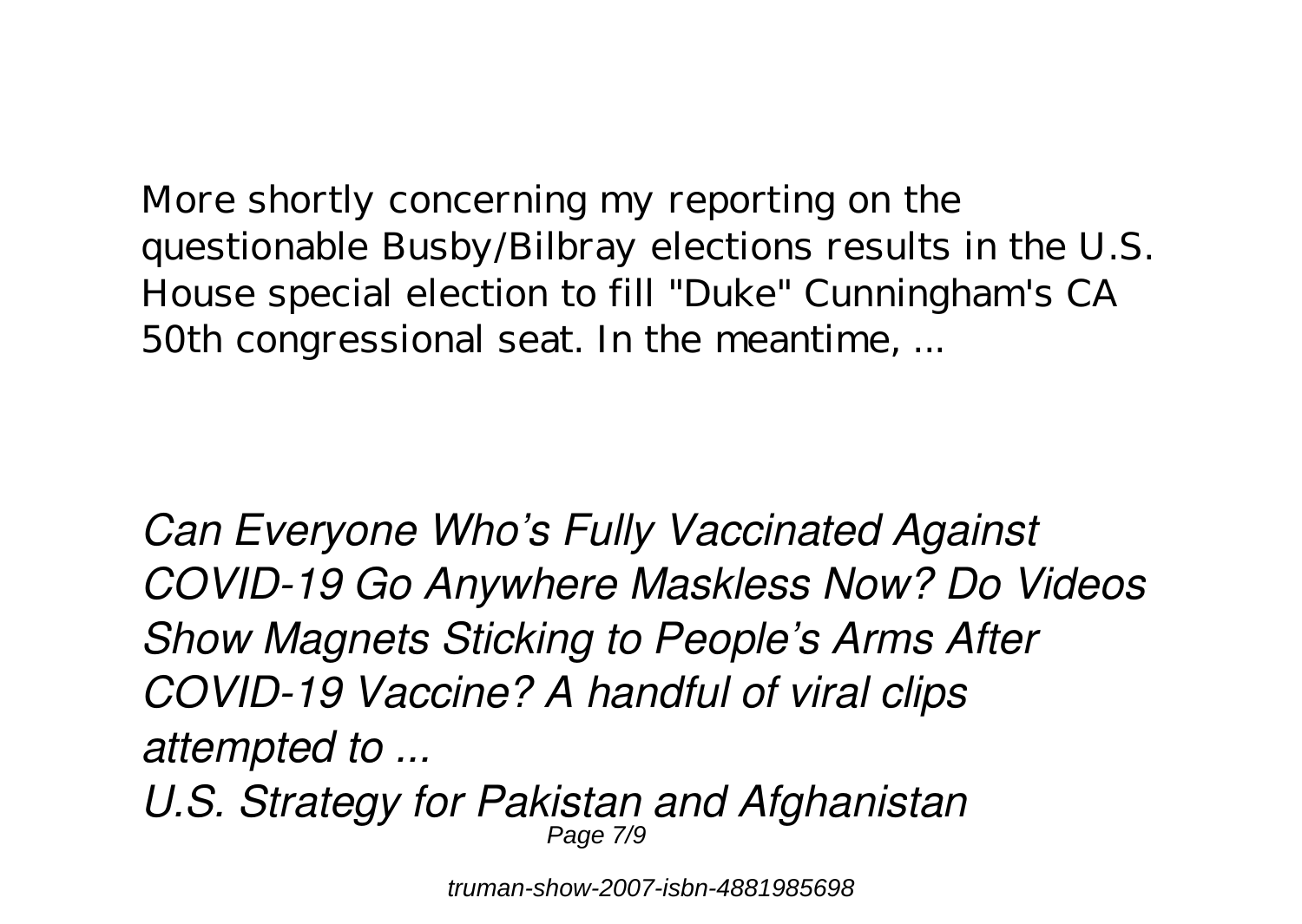More shortly concerning my reporting on the questionable Busby/Bilbray elections results in the U.S. House special election to fill "Duke" Cunningham's CA 50th congressional seat. In the meantime, ...

*Can Everyone Who's Fully Vaccinated Against COVID-19 Go Anywhere Maskless Now? Do Videos Show Magnets Sticking to People's Arms After COVID-19 Vaccine? A handful of viral clips attempted to ...*

*U.S. Strategy for Pakistan and Afghanistan*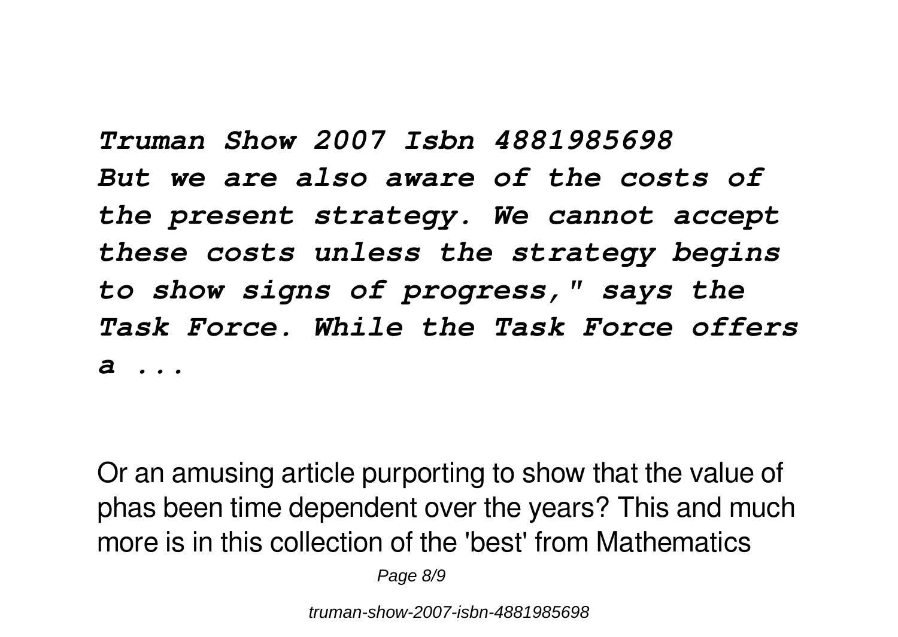***Truman Show 2007 Isbn 4881985698***
***But we are also aware of the costs of the present strategy. We cannot accept these costs unless the strategy begins to show signs of progress," says the Task Force. While the Task Force offers a ...***

Or an amusing article purporting to show that the value of phas been time dependent over the years? This and much more is in this collection of the 'best' from Mathematics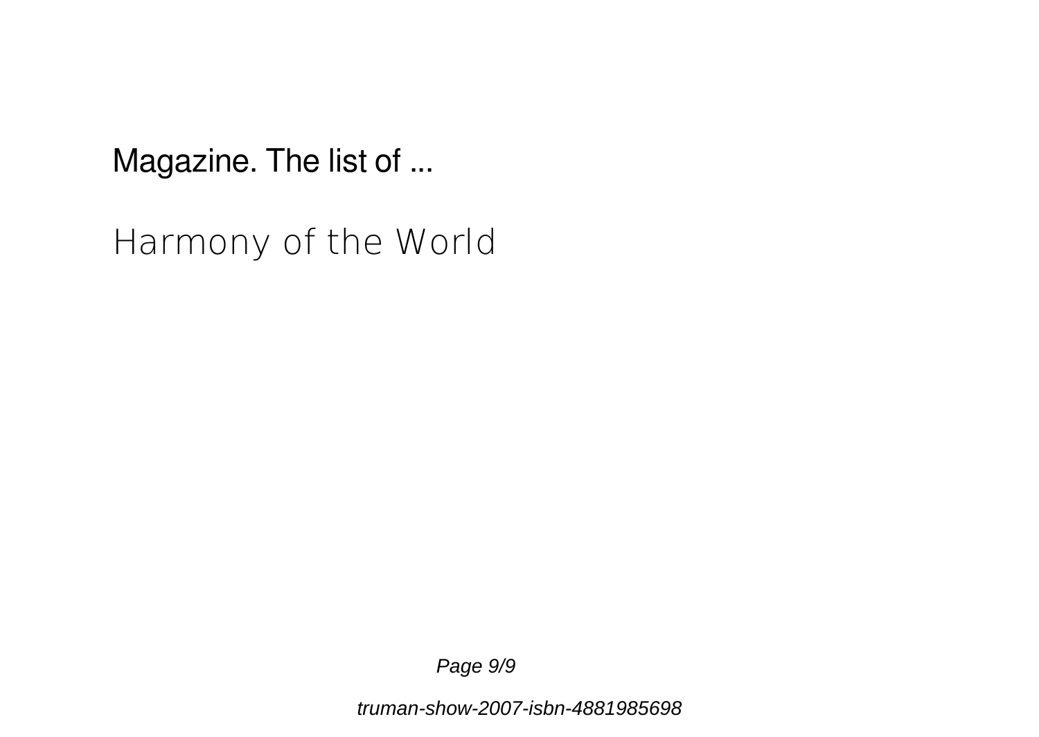Magazine. The list of ...

## Harmony of the World